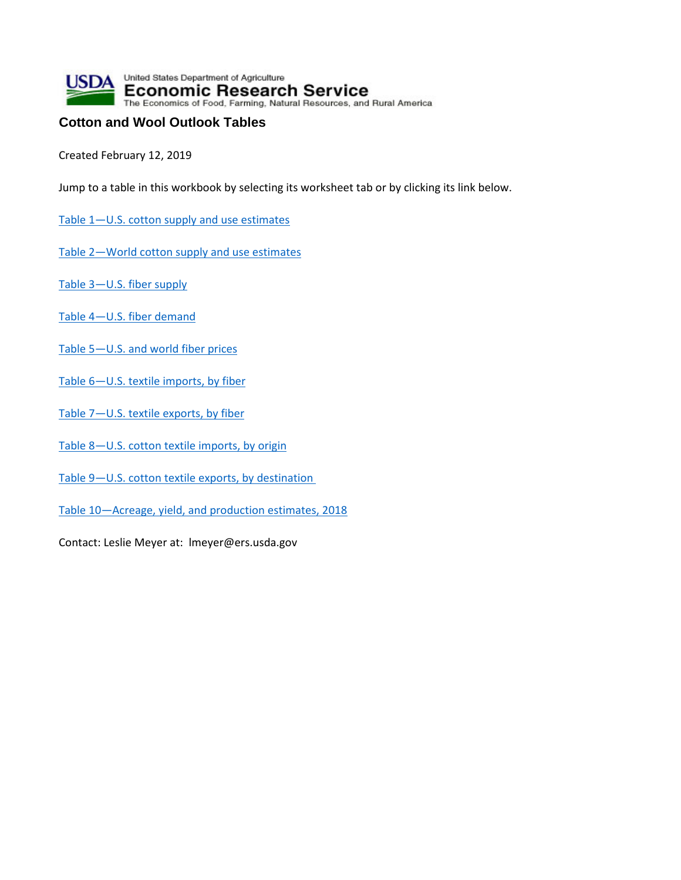United States Department of Agriculture

Economic Research Service

The Economics of Food, Farming, Natural Resources, and Rural America

# Cotton and Wool Outlook Tables

Created February 12, 2019

Jump to a table in this workbook by selecting its worksheet tab or by clicking its link below.

Table 1—U.S. cotton supply and use estimates

Table 2—World cotton supply and use estimates

Table 3—U.S. fiber supply

Table 4—U.S. fiber demand

Table 5—U.S. and world fiber prices

Table 6—U.S. textile imports, by fiber

Table 7—U.S. textile exports, by fiber

Table 8—U.S. cotton textile imports, by origin

Table 9—U.S. cotton textile exports, by destination

Table 10—Acreage, yield, and production estimates, 2018

Contact: Leslie Meyer at: lmeyer@ers.usda.gov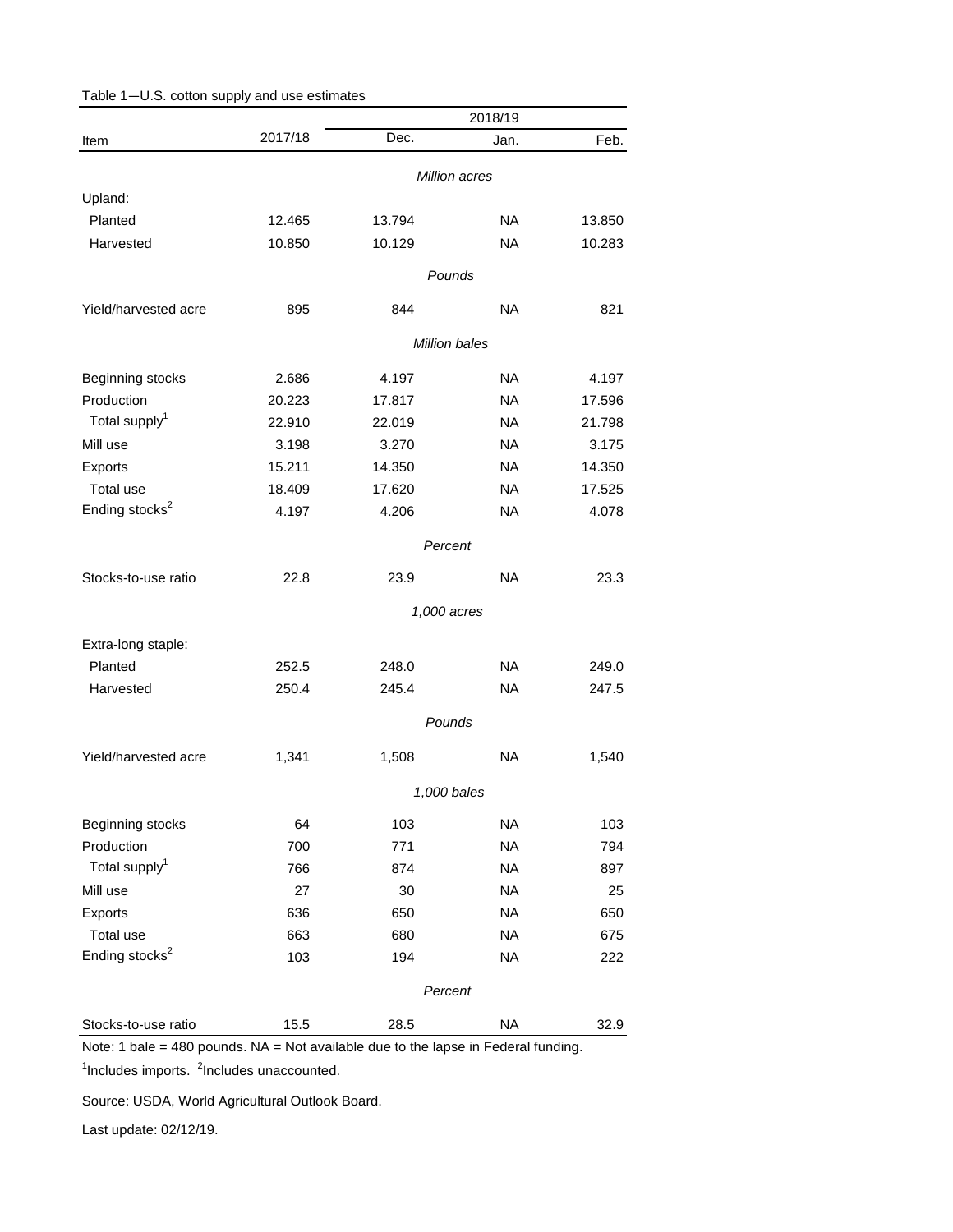Table 1—U.S. cotton supply and use estimates

| Item | 2017/18 | 2018/19 Dec. | 2018/19 Jan. | 2018/19 Feb. |
|---|---|---|---|---|
| | | *Million acres* | | |
| Upland: | | | | |
| Planted | 12.465 | 13.794 | NA | 13.850 |
| Harvested | 10.850 | 10.129 | NA | 10.283 |
| | | *Pounds* | | |
| Yield/harvested acre | 895 | 844 | NA | 821 |
| | | *Million bales* | | |
| Beginning stocks | 2.686 | 4.197 | NA | 4.197 |
| Production | 20.223 | 17.817 | NA | 17.596 |
| Total supply[1] | 22.910 | 22.019 | NA | 21.798 |
| Mill use | 3.198 | 3.270 | NA | 3.175 |
| Exports | 15.211 | 14.350 | NA | 14.350 |
| Total use | 18.409 | 17.620 | NA | 17.525 |
| Ending stocks[2] | 4.197 | 4.206 | NA | 4.078 |
| | | *Percent* | | |
| Stocks-to-use ratio | 22.8 | 23.9 | NA | 23.3 |
| | | *1,000 acres* | | |
| Extra-long staple: | | | | |
| Planted | 252.5 | 248.0 | NA | 249.0 |
| Harvested | 250.4 | 245.4 | NA | 247.5 |
| | | *Pounds* | | |
| Yield/harvested acre | 1,341 | 1,508 | NA | 1,540 |
| | | *1,000 bales* | | |
| Beginning stocks | 64 | 103 | NA | 103 |
| Production | 700 | 771 | NA | 794 |
| Total supply[1] | 766 | 874 | NA | 897 |
| Mill use | 27 | 30 | NA | 25 |
| Exports | 636 | 650 | NA | 650 |
| Total use | 663 | 680 | NA | 675 |
| Ending stocks[2] | 103 | 194 | NA | 222 |
| | | *Percent* | | |
| Stocks-to-use ratio | 15.5 | 28.5 | NA | 32.9 |

Note: 1 bale = 480 pounds. NA = Not available due to the lapse in Federal funding.

[1]Includes imports. [2]Includes unaccounted.

Source: USDA, World Agricultural Outlook Board.

Last update: 02/12/19.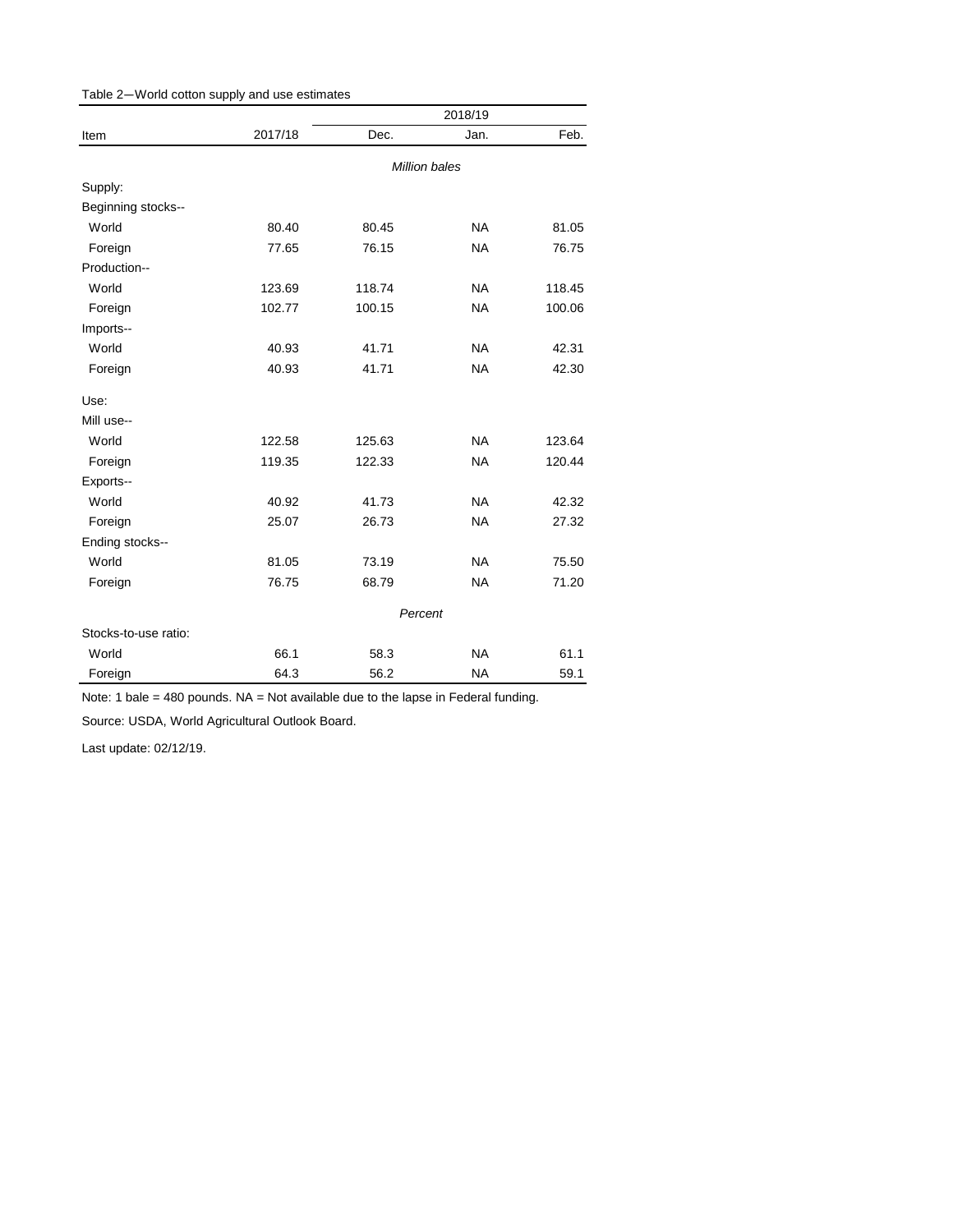Table 2—World cotton supply and use estimates

| Item | 2017/18 | 2018/19 | | |
|---|---|---|---|---|
| | | Dec. | Jan. | Feb. |
| | *Million bales* | | | |
| Supply: | | | | |
| Beginning stocks-- | | | | |
| World | 80.40 | 80.45 | NA | 81.05 |
| Foreign | 77.65 | 76.15 | NA | 76.75 |
| Production-- | | | | |
| World | 123.69 | 118.74 | NA | 118.45 |
| Foreign | 102.77 | 100.15 | NA | 100.06 |
| Imports-- | | | | |
| World | 40.93 | 41.71 | NA | 42.31 |
| Foreign | 40.93 | 41.71 | NA | 42.30 |
| Use: | | | | |
| Mill use-- | | | | |
| World | 122.58 | 125.63 | NA | 123.64 |
| Foreign | 119.35 | 122.33 | NA | 120.44 |
| Exports-- | | | | |
| World | 40.92 | 41.73 | NA | 42.32 |
| Foreign | 25.07 | 26.73 | NA | 27.32 |
| Ending stocks-- | | | | |
| World | 81.05 | 73.19 | NA | 75.50 |
| Foreign | 76.75 | 68.79 | NA | 71.20 |
| | *Percent* | | | |
| Stocks-to-use ratio: | | | | |
| World | 66.1 | 58.3 | NA | 61.1 |
| Foreign | 64.3 | 56.2 | NA | 59.1 |

Note: 1 bale = 480 pounds. NA = Not available due to the lapse in Federal funding.

Source: USDA, World Agricultural Outlook Board.

Last update: 02/12/19.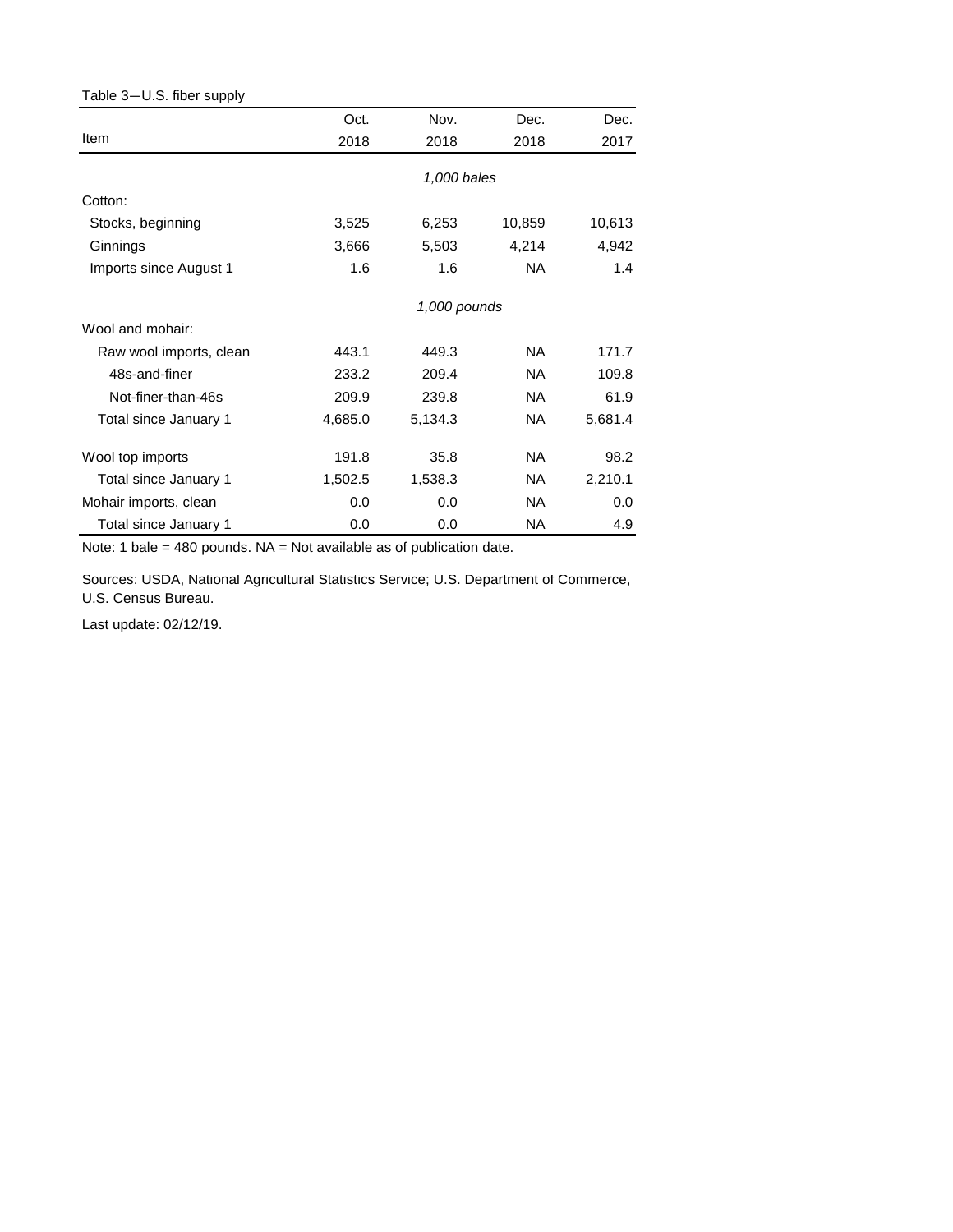Table 3—U.S. fiber supply

| Item | Oct. 2018 | Nov. 2018 | Dec. 2018 | Dec. 2017 |
|---|---|---|---|---|
| | | *1,000 bales* | | |
| Cotton: | | | | |
| Stocks, beginning | 3,525 | 6,253 | 10,859 | 10,613 |
| Ginnings | 3,666 | 5,503 | 4,214 | 4,942 |
| Imports since August 1 | 1.6 | 1.6 | NA | 1.4 |
| | | *1,000 pounds* | | |
| Wool and mohair: | | | | |
| Raw wool imports, clean | 443.1 | 449.3 | NA | 171.7 |
| 48s-and-finer | 233.2 | 209.4 | NA | 109.8 |
| Not-finer-than-46s | 209.9 | 239.8 | NA | 61.9 |
| Total since January 1 | 4,685.0 | 5,134.3 | NA | 5,681.4 |
| Wool top imports | 191.8 | 35.8 | NA | 98.2 |
| Total since January 1 | 1,502.5 | 1,538.3 | NA | 2,210.1 |
| Mohair imports, clean | 0.0 | 0.0 | NA | 0.0 |
| Total since January 1 | 0.0 | 0.0 | NA | 4.9 |

Note: 1 bale = 480 pounds. NA = Not available as of publication date.

Sources: USDA, National Agricultural Statistics Service; U.S. Department of Commerce, U.S. Census Bureau.

Last update: 02/12/19.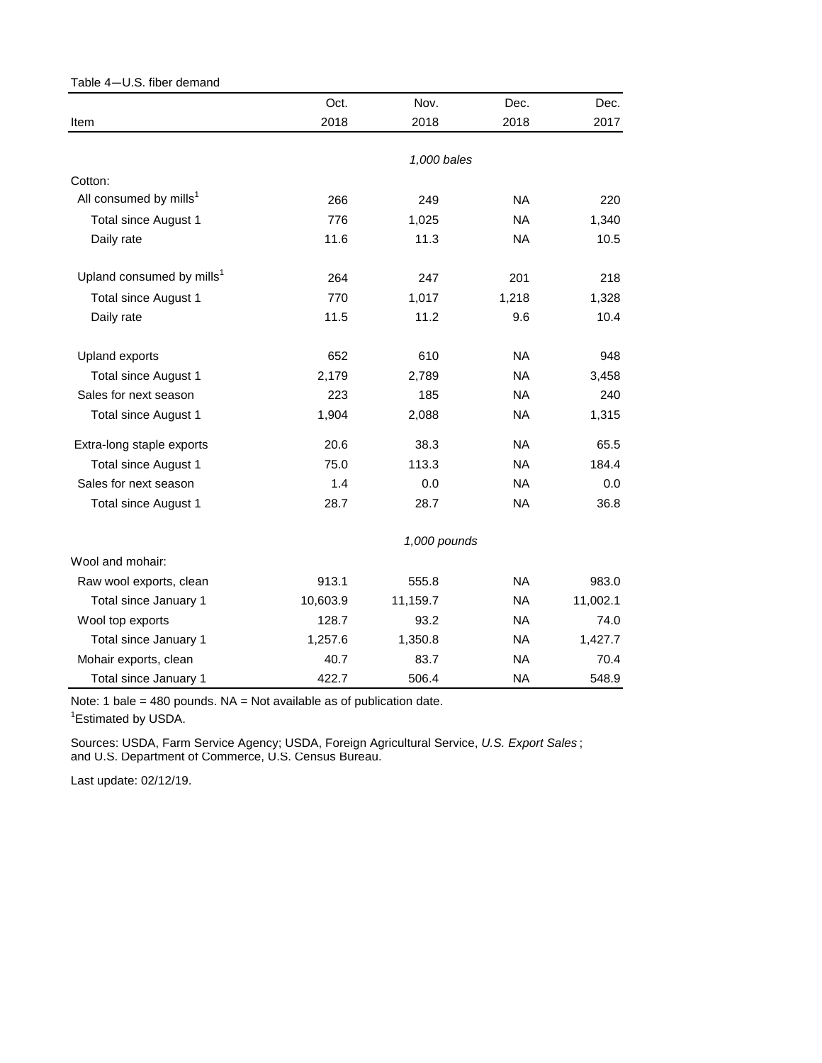Table 4—U.S. fiber demand

| Item | Oct. 2018 | Nov. 2018 | Dec. 2018 | Dec. 2017 |
|---|---|---|---|---|
| | | *1,000 bales* | | |
| Cotton: | | | | |
| All consumed by mills[1] | 266 | 249 | NA | 220 |
| Total since August 1 | 776 | 1,025 | NA | 1,340 |
| Daily rate | 11.6 | 11.3 | NA | 10.5 |
| Upland consumed by mills[1] | 264 | 247 | 201 | 218 |
| Total since August 1 | 770 | 1,017 | 1,218 | 1,328 |
| Daily rate | 11.5 | 11.2 | 9.6 | 10.4 |
| Upland exports | 652 | 610 | NA | 948 |
| Total since August 1 | 2,179 | 2,789 | NA | 3,458 |
| Sales for next season | 223 | 185 | NA | 240 |
| Total since August 1 | 1,904 | 2,088 | NA | 1,315 |
| Extra-long staple exports | 20.6 | 38.3 | NA | 65.5 |
| Total since August 1 | 75.0 | 113.3 | NA | 184.4 |
| Sales for next season | 1.4 | 0.0 | NA | 0.0 |
| Total since August 1 | 28.7 | 28.7 | NA | 36.8 |
| | | *1,000 pounds* | | |
| Wool and mohair: | | | | |
| Raw wool exports, clean | 913.1 | 555.8 | NA | 983.0 |
| Total since January 1 | 10,603.9 | 11,159.7 | NA | 11,002.1 |
| Wool top exports | 128.7 | 93.2 | NA | 74.0 |
| Total since January 1 | 1,257.6 | 1,350.8 | NA | 1,427.7 |
| Mohair exports, clean | 40.7 | 83.7 | NA | 70.4 |
| Total since January 1 | 422.7 | 506.4 | NA | 548.9 |

Note: 1 bale = 480 pounds. NA = Not available as of publication date.

[1]Estimated by USDA.

Sources: USDA, Farm Service Agency; USDA, Foreign Agricultural Service, *U.S. Export Sales*; and U.S. Department of Commerce, U.S. Census Bureau.

Last update: 02/12/19.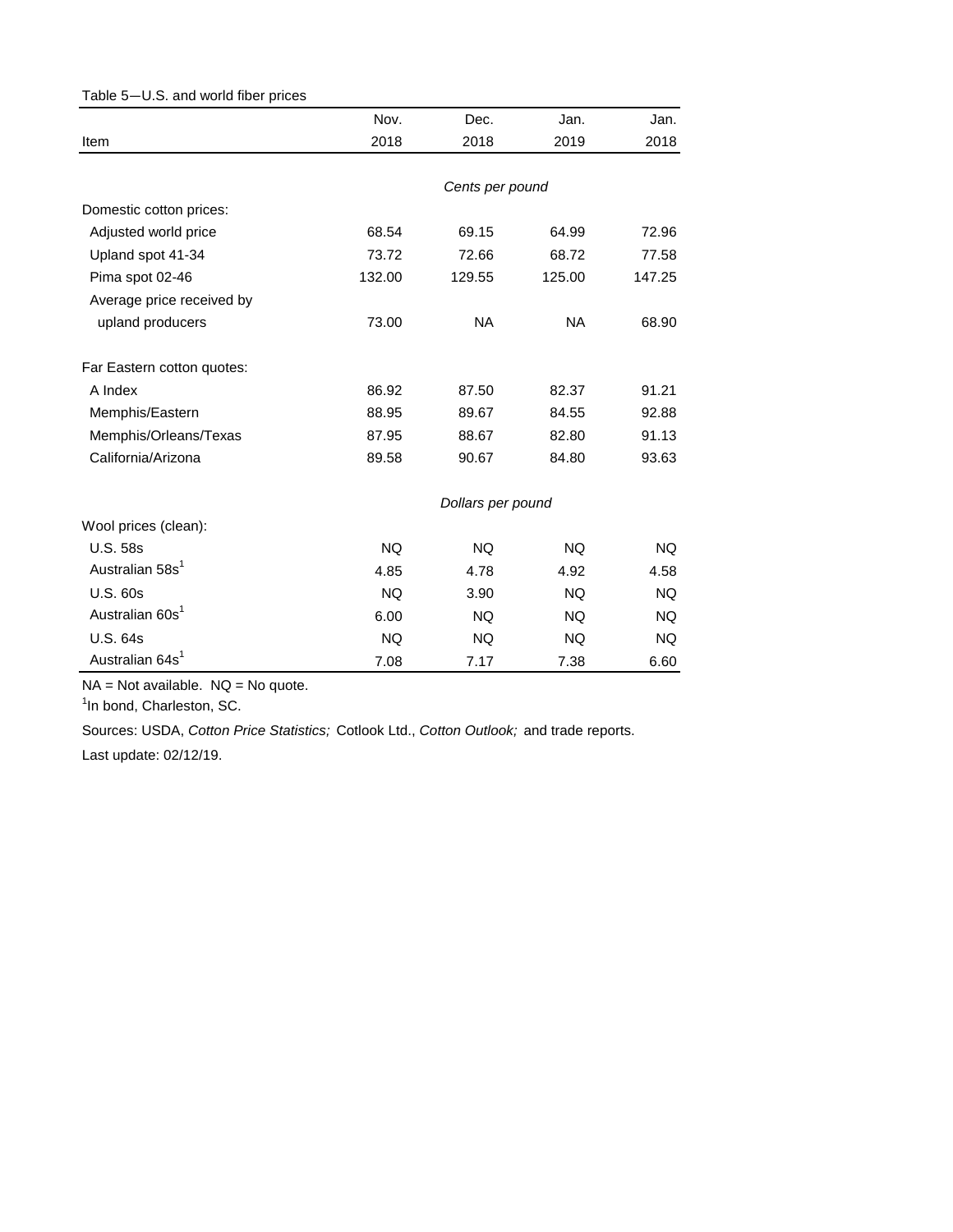Table 5—U.S. and world fiber prices

| Item | Nov. 2018 | Dec. 2018 | Jan. 2019 | Jan. 2018 |
|---|---|---|---|---|
| | *Cents per pound* | | | |
| Domestic cotton prices: | | | | |
| Adjusted world price | 68.54 | 69.15 | 64.99 | 72.96 |
| Upland spot 41-34 | 73.72 | 72.66 | 68.72 | 77.58 |
| Pima spot 02-46 | 132.00 | 129.55 | 125.00 | 147.25 |
| Average price received by upland producers | 73.00 | NA | NA | 68.90 |
| Far Eastern cotton quotes: | | | | |
| A Index | 86.92 | 87.50 | 82.37 | 91.21 |
| Memphis/Eastern | 88.95 | 89.67 | 84.55 | 92.88 |
| Memphis/Orleans/Texas | 87.95 | 88.67 | 82.80 | 91.13 |
| California/Arizona | 89.58 | 90.67 | 84.80 | 93.63 |
| | *Dollars per pound* | | | |
| Wool prices (clean): | | | | |
| U.S. 58s | NQ | NQ | NQ | NQ |
| Australian 58s[1] | 4.85 | 4.78 | 4.92 | 4.58 |
| U.S. 60s | NQ | 3.90 | NQ | NQ |
| Australian 60s[1] | 6.00 | NQ | NQ | NQ |
| U.S. 64s | NQ | NQ | NQ | NQ |
| Australian 64s[1] | 7.08 | 7.17 | 7.38 | 6.60 |

NA = Not available. NQ = No quote.

[1]In bond, Charleston, SC.

Sources: USDA, *Cotton Price Statistics;* Cotlook Ltd., *Cotton Outlook;* and trade reports.

Last update: 02/12/19.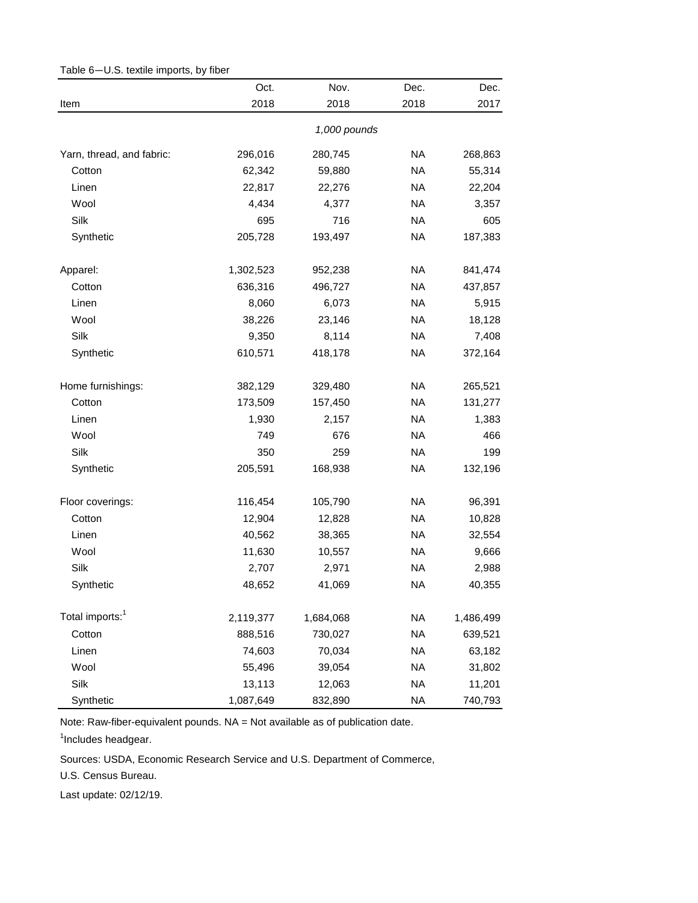Table 6—U.S. textile imports, by fiber

| Item | Oct. 2018 | Nov. 2018 | Dec. 2018 | Dec. 2017 |
|---|---|---|---|---|
| | | *1,000 pounds* | | |
| Yarn, thread, and fabric: | 296,016 | 280,745 | NA | 268,863 |
| Cotton | 62,342 | 59,880 | NA | 55,314 |
| Linen | 22,817 | 22,276 | NA | 22,204 |
| Wool | 4,434 | 4,377 | NA | 3,357 |
| Silk | 695 | 716 | NA | 605 |
| Synthetic | 205,728 | 193,497 | NA | 187,383 |
| Apparel: | 1,302,523 | 952,238 | NA | 841,474 |
| Cotton | 636,316 | 496,727 | NA | 437,857 |
| Linen | 8,060 | 6,073 | NA | 5,915 |
| Wool | 38,226 | 23,146 | NA | 18,128 |
| Silk | 9,350 | 8,114 | NA | 7,408 |
| Synthetic | 610,571 | 418,178 | NA | 372,164 |
| Home furnishings: | 382,129 | 329,480 | NA | 265,521 |
| Cotton | 173,509 | 157,450 | NA | 131,277 |
| Linen | 1,930 | 2,157 | NA | 1,383 |
| Wool | 749 | 676 | NA | 466 |
| Silk | 350 | 259 | NA | 199 |
| Synthetic | 205,591 | 168,938 | NA | 132,196 |
| Floor coverings: | 116,454 | 105,790 | NA | 96,391 |
| Cotton | 12,904 | 12,828 | NA | 10,828 |
| Linen | 40,562 | 38,365 | NA | 32,554 |
| Wool | 11,630 | 10,557 | NA | 9,666 |
| Silk | 2,707 | 2,971 | NA | 2,988 |
| Synthetic | 48,652 | 41,069 | NA | 40,355 |
| Total imports:[1] | 2,119,377 | 1,684,068 | NA | 1,486,499 |
| Cotton | 888,516 | 730,027 | NA | 639,521 |
| Linen | 74,603 | 70,034 | NA | 63,182 |
| Wool | 55,496 | 39,054 | NA | 31,802 |
| Silk | 13,113 | 12,063 | NA | 11,201 |
| Synthetic | 1,087,649 | 832,890 | NA | 740,793 |

Note: Raw-fiber-equivalent pounds. NA = Not available as of publication date.

[1]Includes headgear.

Sources: USDA, Economic Research Service and U.S. Department of Commerce, U.S. Census Bureau.

Last update: 02/12/19.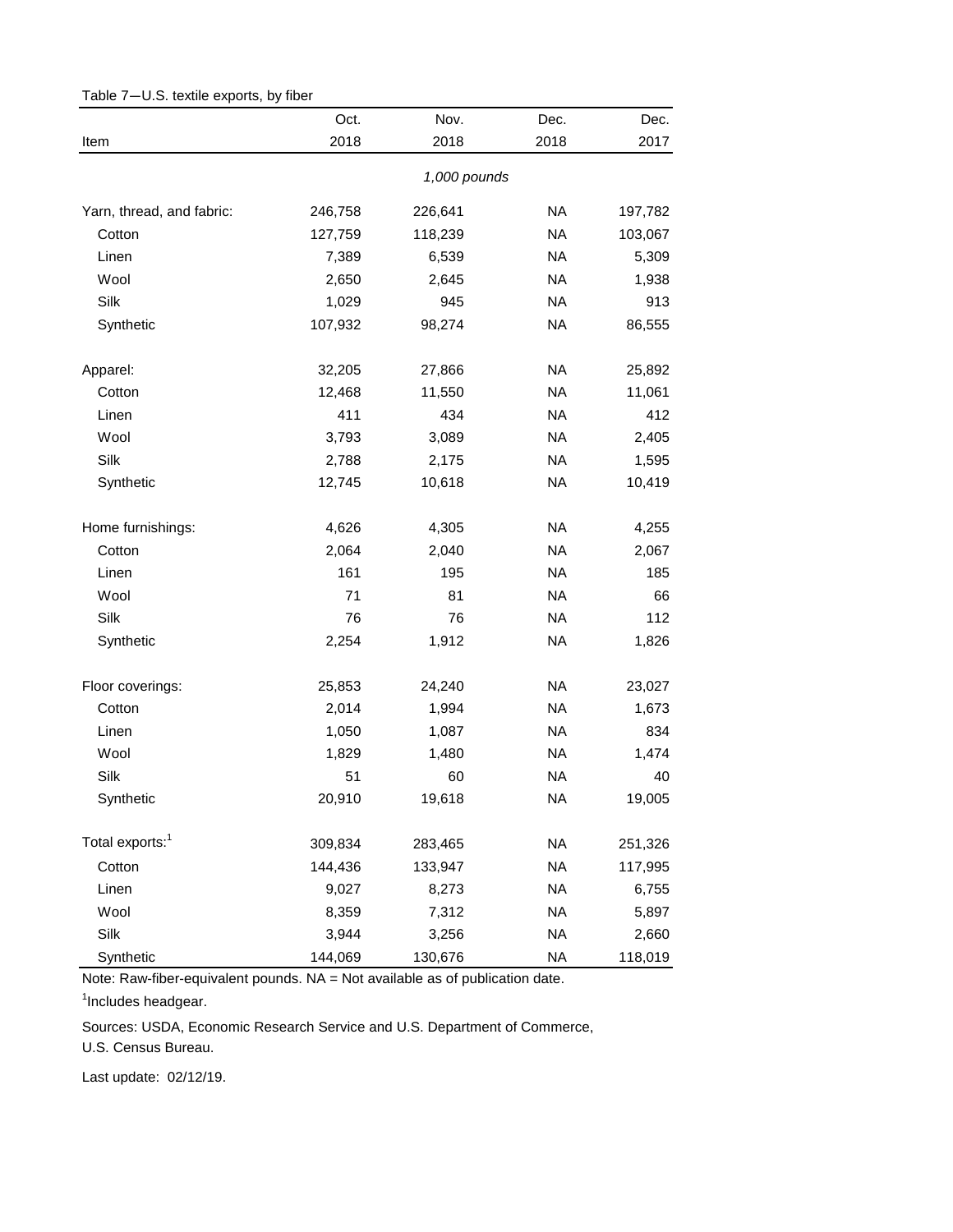Table 7—U.S. textile exports, by fiber

| Item | Oct. 2018 | Nov. 2018 | Dec. 2018 | Dec. 2017 |
|---|---|---|---|---|
| | | *1,000 pounds* | | |
| Yarn, thread, and fabric: | 246,758 | 226,641 | NA | 197,782 |
| Cotton | 127,759 | 118,239 | NA | 103,067 |
| Linen | 7,389 | 6,539 | NA | 5,309 |
| Wool | 2,650 | 2,645 | NA | 1,938 |
| Silk | 1,029 | 945 | NA | 913 |
| Synthetic | 107,932 | 98,274 | NA | 86,555 |
| Apparel: | 32,205 | 27,866 | NA | 25,892 |
| Cotton | 12,468 | 11,550 | NA | 11,061 |
| Linen | 411 | 434 | NA | 412 |
| Wool | 3,793 | 3,089 | NA | 2,405 |
| Silk | 2,788 | 2,175 | NA | 1,595 |
| Synthetic | 12,745 | 10,618 | NA | 10,419 |
| Home furnishings: | 4,626 | 4,305 | NA | 4,255 |
| Cotton | 2,064 | 2,040 | NA | 2,067 |
| Linen | 161 | 195 | NA | 185 |
| Wool | 71 | 81 | NA | 66 |
| Silk | 76 | 76 | NA | 112 |
| Synthetic | 2,254 | 1,912 | NA | 1,826 |
| Floor coverings: | 25,853 | 24,240 | NA | 23,027 |
| Cotton | 2,014 | 1,994 | NA | 1,673 |
| Linen | 1,050 | 1,087 | NA | 834 |
| Wool | 1,829 | 1,480 | NA | 1,474 |
| Silk | 51 | 60 | NA | 40 |
| Synthetic | 20,910 | 19,618 | NA | 19,005 |
| Total exports:[1] | 309,834 | 283,465 | NA | 251,326 |
| Cotton | 144,436 | 133,947 | NA | 117,995 |
| Linen | 9,027 | 8,273 | NA | 6,755 |
| Wool | 8,359 | 7,312 | NA | 5,897 |
| Silk | 3,944 | 3,256 | NA | 2,660 |
| Synthetic | 144,069 | 130,676 | NA | 118,019 |

Note: Raw-fiber-equivalent pounds. NA = Not available as of publication date.

[1]Includes headgear.

Sources: USDA, Economic Research Service and U.S. Department of Commerce, U.S. Census Bureau.

Last update: 02/12/19.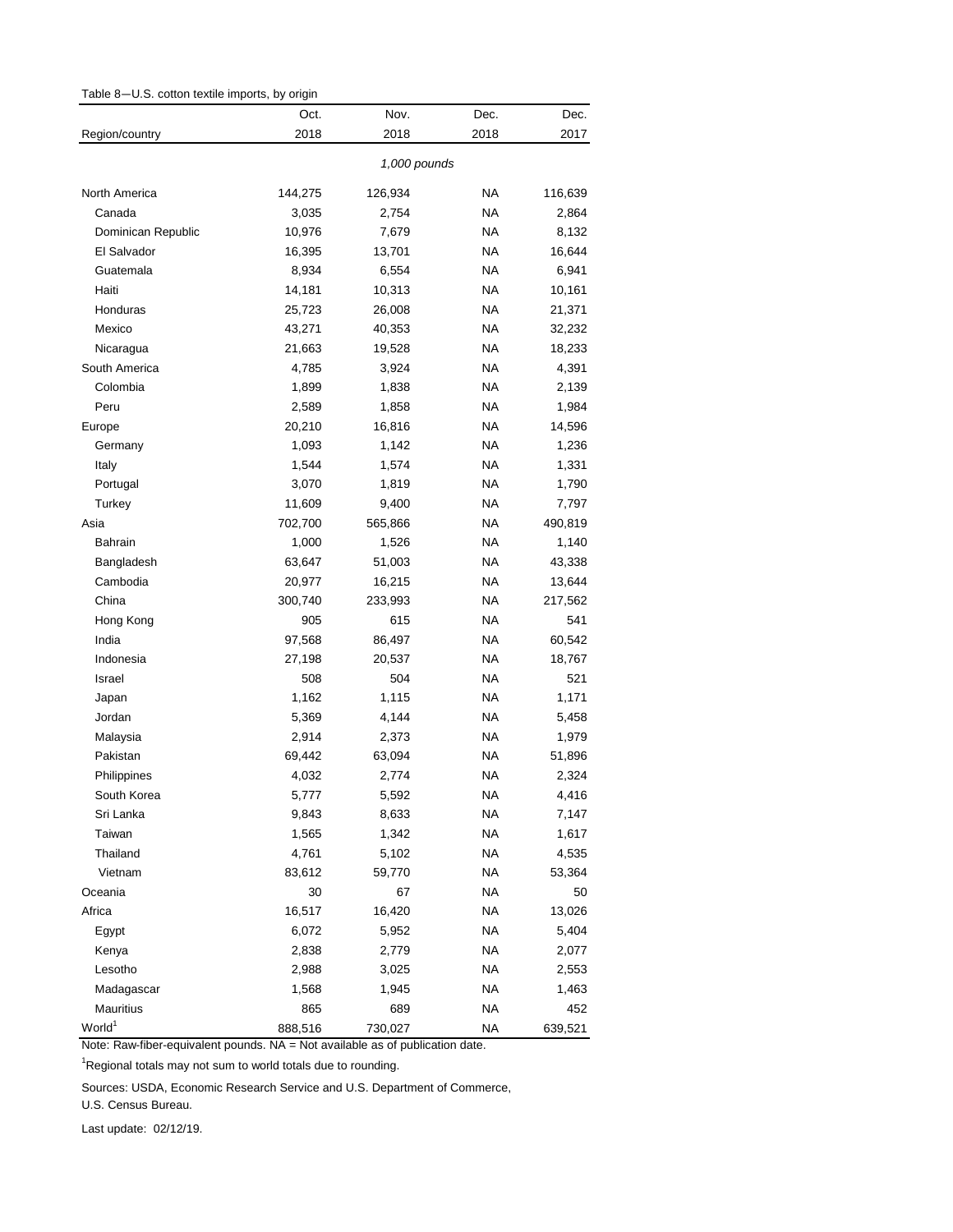Table 8—U.S. cotton textile imports, by origin

| Region/country | Oct. 2018 | Nov. 2018 | Dec. 2018 | Dec. 2017 |
|---|---|---|---|---|
| | *1,000 pounds* | | | |
| North America | 144,275 | 126,934 | NA | 116,639 |
| Canada | 3,035 | 2,754 | NA | 2,864 |
| Dominican Republic | 10,976 | 7,679 | NA | 8,132 |
| El Salvador | 16,395 | 13,701 | NA | 16,644 |
| Guatemala | 8,934 | 6,554 | NA | 6,941 |
| Haiti | 14,181 | 10,313 | NA | 10,161 |
| Honduras | 25,723 | 26,008 | NA | 21,371 |
| Mexico | 43,271 | 40,353 | NA | 32,232 |
| Nicaragua | 21,663 | 19,528 | NA | 18,233 |
| South America | 4,785 | 3,924 | NA | 4,391 |
| Colombia | 1,899 | 1,838 | NA | 2,139 |
| Peru | 2,589 | 1,858 | NA | 1,984 |
| Europe | 20,210 | 16,816 | NA | 14,596 |
| Germany | 1,093 | 1,142 | NA | 1,236 |
| Italy | 1,544 | 1,574 | NA | 1,331 |
| Portugal | 3,070 | 1,819 | NA | 1,790 |
| Turkey | 11,609 | 9,400 | NA | 7,797 |
| Asia | 702,700 | 565,866 | NA | 490,819 |
| Bahrain | 1,000 | 1,526 | NA | 1,140 |
| Bangladesh | 63,647 | 51,003 | NA | 43,338 |
| Cambodia | 20,977 | 16,215 | NA | 13,644 |
| China | 300,740 | 233,993 | NA | 217,562 |
| Hong Kong | 905 | 615 | NA | 541 |
| India | 97,568 | 86,497 | NA | 60,542 |
| Indonesia | 27,198 | 20,537 | NA | 18,767 |
| Israel | 508 | 504 | NA | 521 |
| Japan | 1,162 | 1,115 | NA | 1,171 |
| Jordan | 5,369 | 4,144 | NA | 5,458 |
| Malaysia | 2,914 | 2,373 | NA | 1,979 |
| Pakistan | 69,442 | 63,094 | NA | 51,896 |
| Philippines | 4,032 | 2,774 | NA | 2,324 |
| South Korea | 5,777 | 5,592 | NA | 4,416 |
| Sri Lanka | 9,843 | 8,633 | NA | 7,147 |
| Taiwan | 1,565 | 1,342 | NA | 1,617 |
| Thailand | 4,761 | 5,102 | NA | 4,535 |
| Vietnam | 83,612 | 59,770 | NA | 53,364 |
| Oceania | 30 | 67 | NA | 50 |
| Africa | 16,517 | 16,420 | NA | 13,026 |
| Egypt | 6,072 | 5,952 | NA | 5,404 |
| Kenya | 2,838 | 2,779 | NA | 2,077 |
| Lesotho | 2,988 | 3,025 | NA | 2,553 |
| Madagascar | 1,568 | 1,945 | NA | 1,463 |
| Mauritius | 865 | 689 | NA | 452 |
| World[1] | 888,516 | 730,027 | NA | 639,521 |

Note: Raw-fiber-equivalent pounds. NA = Not available as of publication date.

[1]Regional totals may not sum to world totals due to rounding.

Sources: USDA, Economic Research Service and U.S. Department of Commerce, U.S. Census Bureau.

Last update: 02/12/19.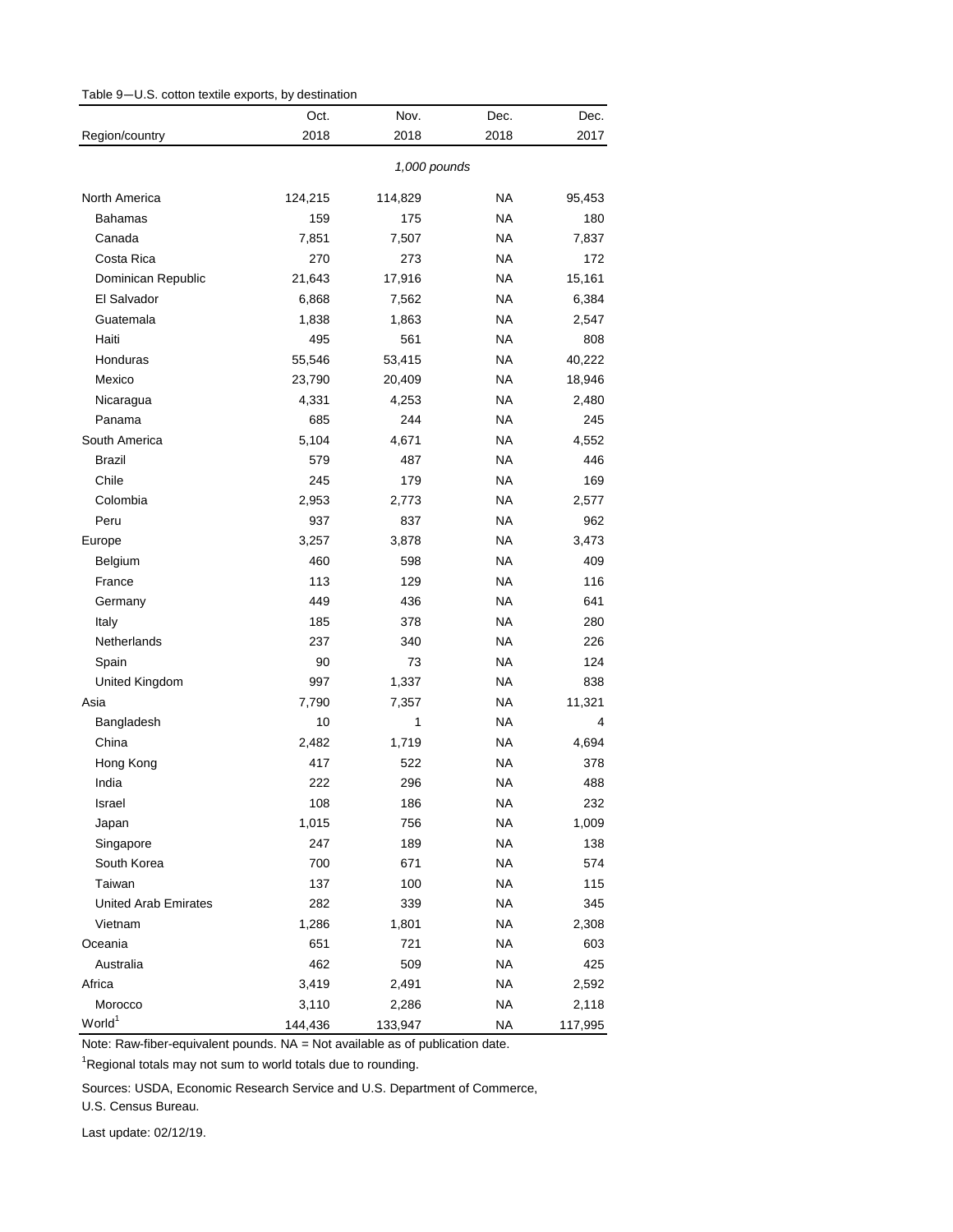Table 9—U.S. cotton textile exports, by destination

| Region/country | Oct. 2018 | Nov. 2018 | Dec. 2018 | Dec. 2017 |
|---|---|---|---|---|
| | *1,000 pounds* | | | |
| North America | 124,215 | 114,829 | NA | 95,453 |
| Bahamas | 159 | 175 | NA | 180 |
| Canada | 7,851 | 7,507 | NA | 7,837 |
| Costa Rica | 270 | 273 | NA | 172 |
| Dominican Republic | 21,643 | 17,916 | NA | 15,161 |
| El Salvador | 6,868 | 7,562 | NA | 6,384 |
| Guatemala | 1,838 | 1,863 | NA | 2,547 |
| Haiti | 495 | 561 | NA | 808 |
| Honduras | 55,546 | 53,415 | NA | 40,222 |
| Mexico | 23,790 | 20,409 | NA | 18,946 |
| Nicaragua | 4,331 | 4,253 | NA | 2,480 |
| Panama | 685 | 244 | NA | 245 |
| South America | 5,104 | 4,671 | NA | 4,552 |
| Brazil | 579 | 487 | NA | 446 |
| Chile | 245 | 179 | NA | 169 |
| Colombia | 2,953 | 2,773 | NA | 2,577 |
| Peru | 937 | 837 | NA | 962 |
| Europe | 3,257 | 3,878 | NA | 3,473 |
| Belgium | 460 | 598 | NA | 409 |
| France | 113 | 129 | NA | 116 |
| Germany | 449 | 436 | NA | 641 |
| Italy | 185 | 378 | NA | 280 |
| Netherlands | 237 | 340 | NA | 226 |
| Spain | 90 | 73 | NA | 124 |
| United Kingdom | 997 | 1,337 | NA | 838 |
| Asia | 7,790 | 7,357 | NA | 11,321 |
| Bangladesh | 10 | 1 | NA | 4 |
| China | 2,482 | 1,719 | NA | 4,694 |
| Hong Kong | 417 | 522 | NA | 378 |
| India | 222 | 296 | NA | 488 |
| Israel | 108 | 186 | NA | 232 |
| Japan | 1,015 | 756 | NA | 1,009 |
| Singapore | 247 | 189 | NA | 138 |
| South Korea | 700 | 671 | NA | 574 |
| Taiwan | 137 | 100 | NA | 115 |
| United Arab Emirates | 282 | 339 | NA | 345 |
| Vietnam | 1,286 | 1,801 | NA | 2,308 |
| Oceania | 651 | 721 | NA | 603 |
| Australia | 462 | 509 | NA | 425 |
| Africa | 3,419 | 2,491 | NA | 2,592 |
| Morocco | 3,110 | 2,286 | NA | 2,118 |
| World[1] | 144,436 | 133,947 | NA | 117,995 |

Note: Raw-fiber-equivalent pounds. NA = Not available as of publication date.

[1]Regional totals may not sum to world totals due to rounding.

Sources: USDA, Economic Research Service and U.S. Department of Commerce, U.S. Census Bureau.

Last update: 02/12/19.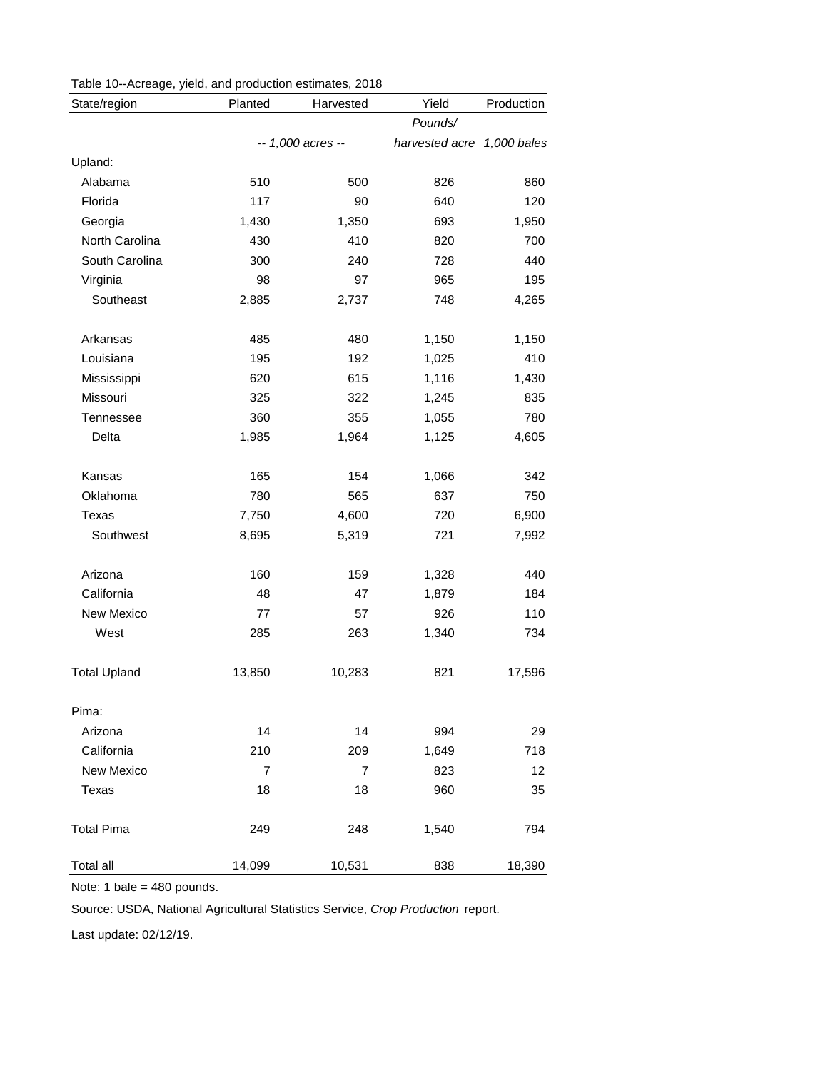Table 10--Acreage, yield, and production estimates, 2018

| State/region | Planted | Harvested | Yield | Production |
|---|---|---|---|---|
| | | | *Pounds/* | |
| | *-- 1,000 acres --* | | *harvested acre* | *1,000 bales* |
| Upland: | | | | |
| Alabama | 510 | 500 | 826 | 860 |
| Florida | 117 | 90 | 640 | 120 |
| Georgia | 1,430 | 1,350 | 693 | 1,950 |
| North Carolina | 430 | 410 | 820 | 700 |
| South Carolina | 300 | 240 | 728 | 440 |
| Virginia | 98 | 97 | 965 | 195 |
| Southeast | 2,885 | 2,737 | 748 | 4,265 |
| Arkansas | 485 | 480 | 1,150 | 1,150 |
| Louisiana | 195 | 192 | 1,025 | 410 |
| Mississippi | 620 | 615 | 1,116 | 1,430 |
| Missouri | 325 | 322 | 1,245 | 835 |
| Tennessee | 360 | 355 | 1,055 | 780 |
| Delta | 1,985 | 1,964 | 1,125 | 4,605 |
| Kansas | 165 | 154 | 1,066 | 342 |
| Oklahoma | 780 | 565 | 637 | 750 |
| Texas | 7,750 | 4,600 | 720 | 6,900 |
| Southwest | 8,695 | 5,319 | 721 | 7,992 |
| Arizona | 160 | 159 | 1,328 | 440 |
| California | 48 | 47 | 1,879 | 184 |
| New Mexico | 77 | 57 | 926 | 110 |
| West | 285 | 263 | 1,340 | 734 |
| Total Upland | 13,850 | 10,283 | 821 | 17,596 |
| Pima: | | | | |
| Arizona | 14 | 14 | 994 | 29 |
| California | 210 | 209 | 1,649 | 718 |
| New Mexico | 7 | 7 | 823 | 12 |
| Texas | 18 | 18 | 960 | 35 |
| Total Pima | 249 | 248 | 1,540 | 794 |
| Total all | 14,099 | 10,531 | 838 | 18,390 |

Note: 1 bale = 480 pounds.

Source: USDA, National Agricultural Statistics Service, *Crop Production* report.

Last update: 02/12/19.